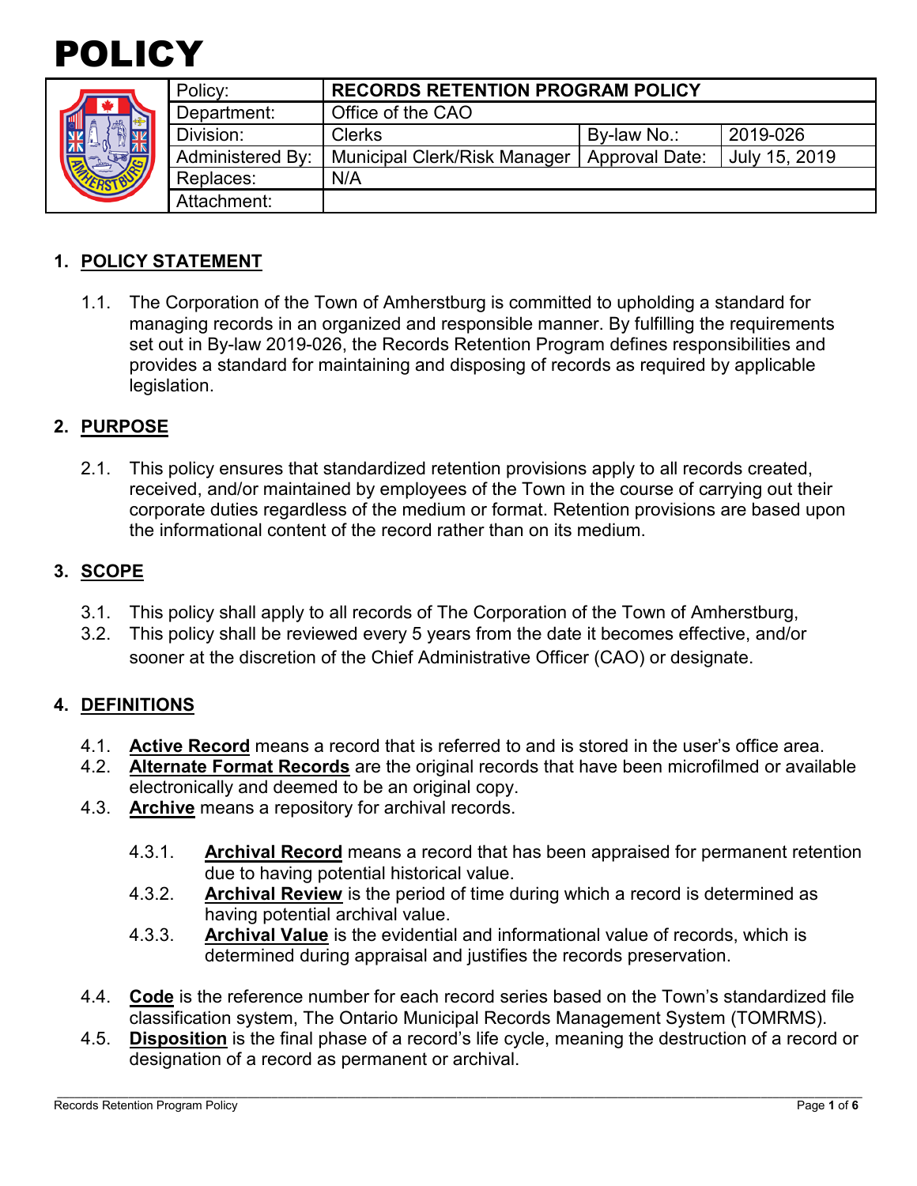# POLICY

| Policy: | RECORDS RETENTION PROGRAM POLICY | | |
|---|---|---|---|
| Department: | Office of the CAO | | |
| Division: | Clerks | By-law No.: | 2019-026 |
| Administered By: | Municipal Clerk/Risk Manager | Approval Date: | July 15, 2019 |
| Replaces: | N/A | | |
| Attachment: | | | |

## 1. POLICY STATEMENT

1.1. The Corporation of the Town of Amherstburg is committed to upholding a standard for managing records in an organized and responsible manner. By fulfilling the requirements set out in By-law 2019-026, the Records Retention Program defines responsibilities and provides a standard for maintaining and disposing of records as required by applicable legislation.

## 2. PURPOSE

2.1. This policy ensures that standardized retention provisions apply to all records created, received, and/or maintained by employees of the Town in the course of carrying out their corporate duties regardless of the medium or format. Retention provisions are based upon the informational content of the record rather than on its medium.

## 3. SCOPE

3.1. This policy shall apply to all records of The Corporation of the Town of Amherstburg,

3.2. This policy shall be reviewed every 5 years from the date it becomes effective, and/or sooner at the discretion of the Chief Administrative Officer (CAO) or designate.

## 4. DEFINITIONS

4.1. **Active Record** means a record that is referred to and is stored in the user's office area.

4.2. **Alternate Format Records** are the original records that have been microfilmed or available electronically and deemed to be an original copy.

4.3. **Archive** means a repository for archival records.

4.3.1. **Archival Record** means a record that has been appraised for permanent retention due to having potential historical value.

4.3.2. **Archival Review** is the period of time during which a record is determined as having potential archival value.

4.3.3. **Archival Value** is the evidential and informational value of records, which is determined during appraisal and justifies the records preservation.

4.4. **Code** is the reference number for each record series based on the Town's standardized file classification system, The Ontario Municipal Records Management System (TOMRMS).

4.5. **Disposition** is the final phase of a record's life cycle, meaning the destruction of a record or designation of a record as permanent or archival.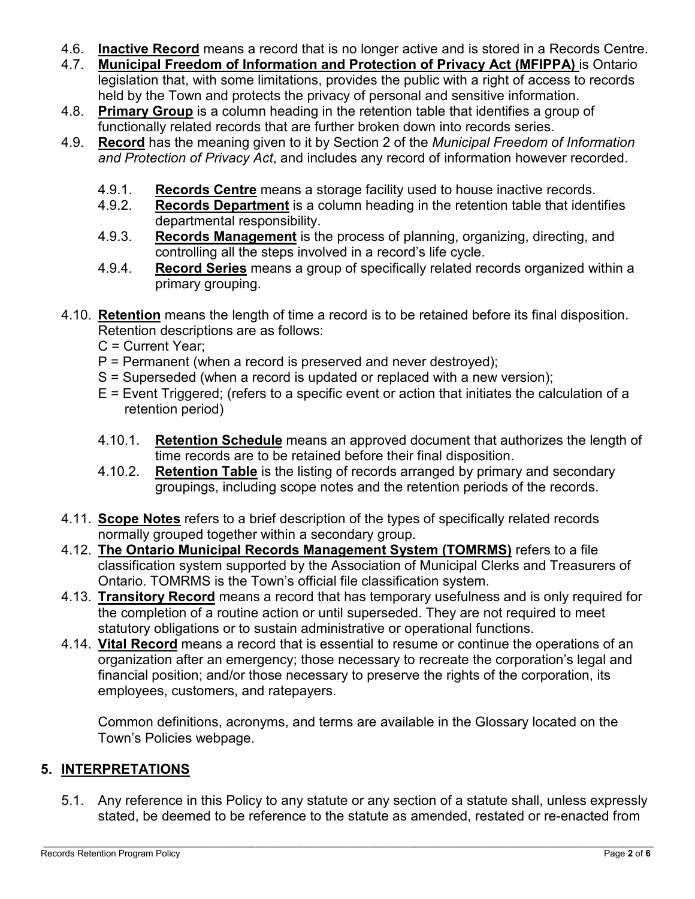4.6. **Inactive Record** means a record that is no longer active and is stored in a Records Centre.

4.7. **Municipal Freedom of Information and Protection of Privacy Act (MFIPPA)** is Ontario legislation that, with some limitations, provides the public with a right of access to records held by the Town and protects the privacy of personal and sensitive information.

4.8. **Primary Group** is a column heading in the retention table that identifies a group of functionally related records that are further broken down into records series.

4.9. **Record** has the meaning given to it by Section 2 of the *Municipal Freedom of Information and Protection of Privacy Act*, and includes any record of information however recorded.

- 4.9.1. **Records Centre** means a storage facility used to house inactive records.
- 4.9.2. **Records Department** is a column heading in the retention table that identifies departmental responsibility.
- 4.9.3. **Records Management** is the process of planning, organizing, directing, and controlling all the steps involved in a record's life cycle.
- 4.9.4. **Record Series** means a group of specifically related records organized within a primary grouping.

4.10. **Retention** means the length of time a record is to be retained before its final disposition. Retention descriptions are as follows:

C = Current Year;
P = Permanent (when a record is preserved and never destroyed);
S = Superseded (when a record is updated or replaced with a new version);
E = Event Triggered; (refers to a specific event or action that initiates the calculation of a retention period)

- 4.10.1. **Retention Schedule** means an approved document that authorizes the length of time records are to be retained before their final disposition.
- 4.10.2. **Retention Table** is the listing of records arranged by primary and secondary groupings, including scope notes and the retention periods of the records.

4.11. **Scope Notes** refers to a brief description of the types of specifically related records normally grouped together within a secondary group.

4.12. **The Ontario Municipal Records Management System (TOMRMS)** refers to a file classification system supported by the Association of Municipal Clerks and Treasurers of Ontario. TOMRMS is the Town's official file classification system.

4.13. **Transitory Record** means a record that has temporary usefulness and is only required for the completion of a routine action or until superseded. They are not required to meet statutory obligations or to sustain administrative or operational functions.

4.14. **Vital Record** means a record that is essential to resume or continue the operations of an organization after an emergency; those necessary to recreate the corporation's legal and financial position; and/or those necessary to preserve the rights of the corporation, its employees, customers, and ratepayers.

Common definitions, acronyms, and terms are available in the Glossary located on the Town's Policies webpage.

## 5. INTERPRETATIONS

5.1. Any reference in this Policy to any statute or any section of a statute shall, unless expressly stated, be deemed to be reference to the statute as amended, restated or re-enacted from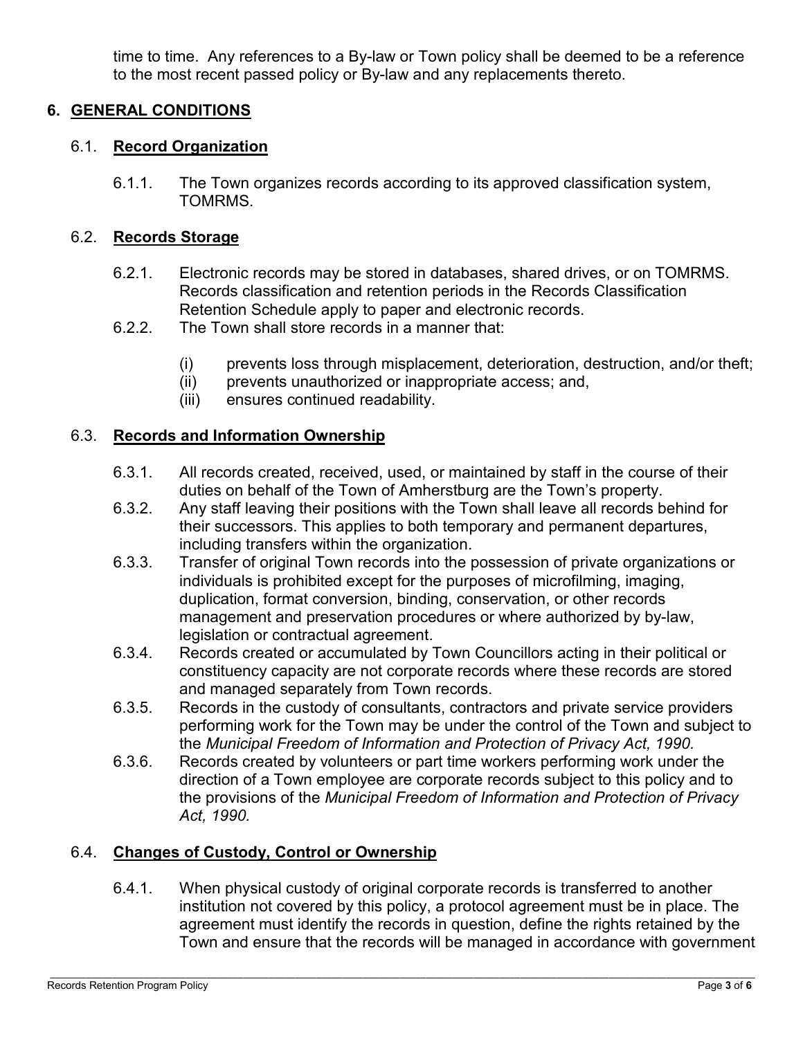time to time. Any references to a By-law or Town policy shall be deemed to be a reference to the most recent passed policy or By-law and any replacements thereto.

## 6. GENERAL CONDITIONS

### 6.1. Record Organization

6.1.1. The Town organizes records according to its approved classification system, TOMRMS.

### 6.2. Records Storage

6.2.1. Electronic records may be stored in databases, shared drives, or on TOMRMS. Records classification and retention periods in the Records Classification Retention Schedule apply to paper and electronic records.

6.2.2. The Town shall store records in a manner that:

(i) prevents loss through misplacement, deterioration, destruction, and/or theft;
(ii) prevents unauthorized or inappropriate access; and,
(iii) ensures continued readability.

### 6.3. Records and Information Ownership

6.3.1. All records created, received, used, or maintained by staff in the course of their duties on behalf of the Town of Amherstburg are the Town's property.

6.3.2. Any staff leaving their positions with the Town shall leave all records behind for their successors. This applies to both temporary and permanent departures, including transfers within the organization.

6.3.3. Transfer of original Town records into the possession of private organizations or individuals is prohibited except for the purposes of microfilming, imaging, duplication, format conversion, binding, conservation, or other records management and preservation procedures or where authorized by by-law, legislation or contractual agreement.

6.3.4. Records created or accumulated by Town Councillors acting in their political or constituency capacity are not corporate records where these records are stored and managed separately from Town records.

6.3.5. Records in the custody of consultants, contractors and private service providers performing work for the Town may be under the control of the Town and subject to the *Municipal Freedom of Information and Protection of Privacy Act, 1990.*

6.3.6. Records created by volunteers or part time workers performing work under the direction of a Town employee are corporate records subject to this policy and to the provisions of the *Municipal Freedom of Information and Protection of Privacy Act, 1990.*

### 6.4. Changes of Custody, Control or Ownership

6.4.1. When physical custody of original corporate records is transferred to another institution not covered by this policy, a protocol agreement must be in place. The agreement must identify the records in question, define the rights retained by the Town and ensure that the records will be managed in accordance with government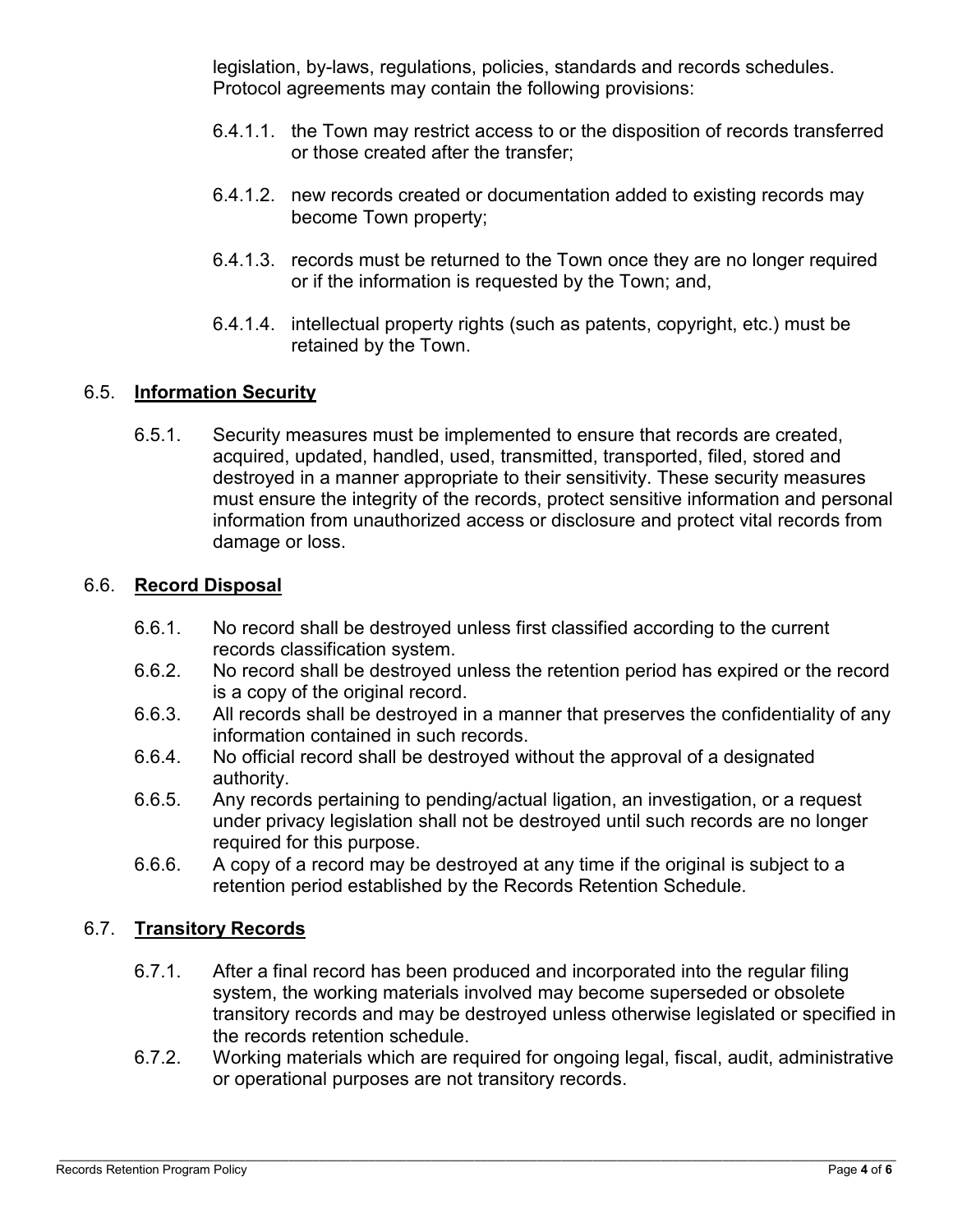legislation, by-laws, regulations, policies, standards and records schedules. Protocol agreements may contain the following provisions:

6.4.1.1. the Town may restrict access to or the disposition of records transferred or those created after the transfer;

6.4.1.2. new records created or documentation added to existing records may become Town property;

6.4.1.3. records must be returned to the Town once they are no longer required or if the information is requested by the Town; and,

6.4.1.4. intellectual property rights (such as patents, copyright, etc.) must be retained by the Town.

## 6.5. **Information Security**

6.5.1. Security measures must be implemented to ensure that records are created, acquired, updated, handled, used, transmitted, transported, filed, stored and destroyed in a manner appropriate to their sensitivity. These security measures must ensure the integrity of the records, protect sensitive information and personal information from unauthorized access or disclosure and protect vital records from damage or loss.

## 6.6. **Record Disposal**

6.6.1. No record shall be destroyed unless first classified according to the current records classification system.

6.6.2. No record shall be destroyed unless the retention period has expired or the record is a copy of the original record.

6.6.3. All records shall be destroyed in a manner that preserves the confidentiality of any information contained in such records.

6.6.4. No official record shall be destroyed without the approval of a designated authority.

6.6.5. Any records pertaining to pending/actual ligation, an investigation, or a request under privacy legislation shall not be destroyed until such records are no longer required for this purpose.

6.6.6. A copy of a record may be destroyed at any time if the original is subject to a retention period established by the Records Retention Schedule.

## 6.7. **Transitory Records**

6.7.1. After a final record has been produced and incorporated into the regular filing system, the working materials involved may become superseded or obsolete transitory records and may be destroyed unless otherwise legislated or specified in the records retention schedule.

6.7.2. Working materials which are required for ongoing legal, fiscal, audit, administrative or operational purposes are not transitory records.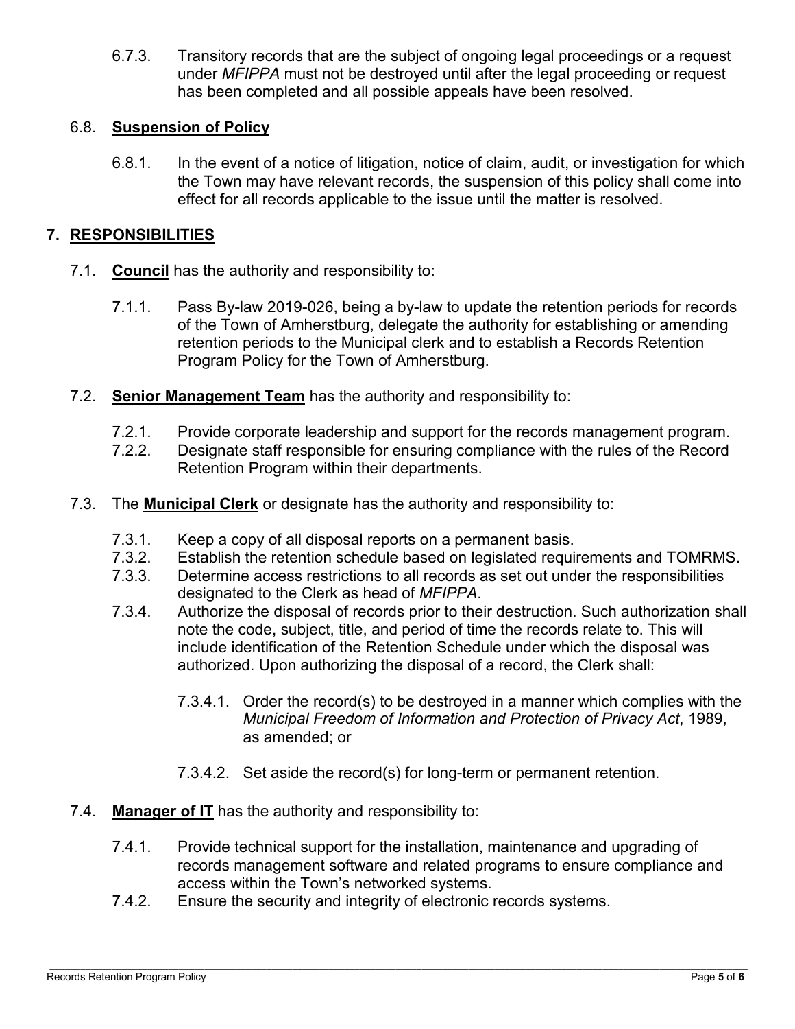6.7.3. Transitory records that are the subject of ongoing legal proceedings or a request under *MFIPPA* must not be destroyed until after the legal proceeding or request has been completed and all possible appeals have been resolved.

### 6.8. **Suspension of Policy**

6.8.1. In the event of a notice of litigation, notice of claim, audit, or investigation for which the Town may have relevant records, the suspension of this policy shall come into effect for all records applicable to the issue until the matter is resolved.

## 7. RESPONSIBILITIES

7.1. **Council** has the authority and responsibility to:

7.1.1. Pass By-law 2019-026, being a by-law to update the retention periods for records of the Town of Amherstburg, delegate the authority for establishing or amending retention periods to the Municipal clerk and to establish a Records Retention Program Policy for the Town of Amherstburg.

7.2. **Senior Management Team** has the authority and responsibility to:

7.2.1. Provide corporate leadership and support for the records management program.
7.2.2. Designate staff responsible for ensuring compliance with the rules of the Record Retention Program within their departments.

7.3. The **Municipal Clerk** or designate has the authority and responsibility to:

7.3.1. Keep a copy of all disposal reports on a permanent basis.
7.3.2. Establish the retention schedule based on legislated requirements and TOMRMS.
7.3.3. Determine access restrictions to all records as set out under the responsibilities designated to the Clerk as head of *MFIPPA*.
7.3.4. Authorize the disposal of records prior to their destruction. Such authorization shall note the code, subject, title, and period of time the records relate to. This will include identification of the Retention Schedule under which the disposal was authorized. Upon authorizing the disposal of a record, the Clerk shall:

7.3.4.1. Order the record(s) to be destroyed in a manner which complies with the *Municipal Freedom of Information and Protection of Privacy Act*, 1989, as amended; or

7.3.4.2. Set aside the record(s) for long-term or permanent retention.

7.4. **Manager of IT** has the authority and responsibility to:

7.4.1. Provide technical support for the installation, maintenance and upgrading of records management software and related programs to ensure compliance and access within the Town's networked systems.
7.4.2. Ensure the security and integrity of electronic records systems.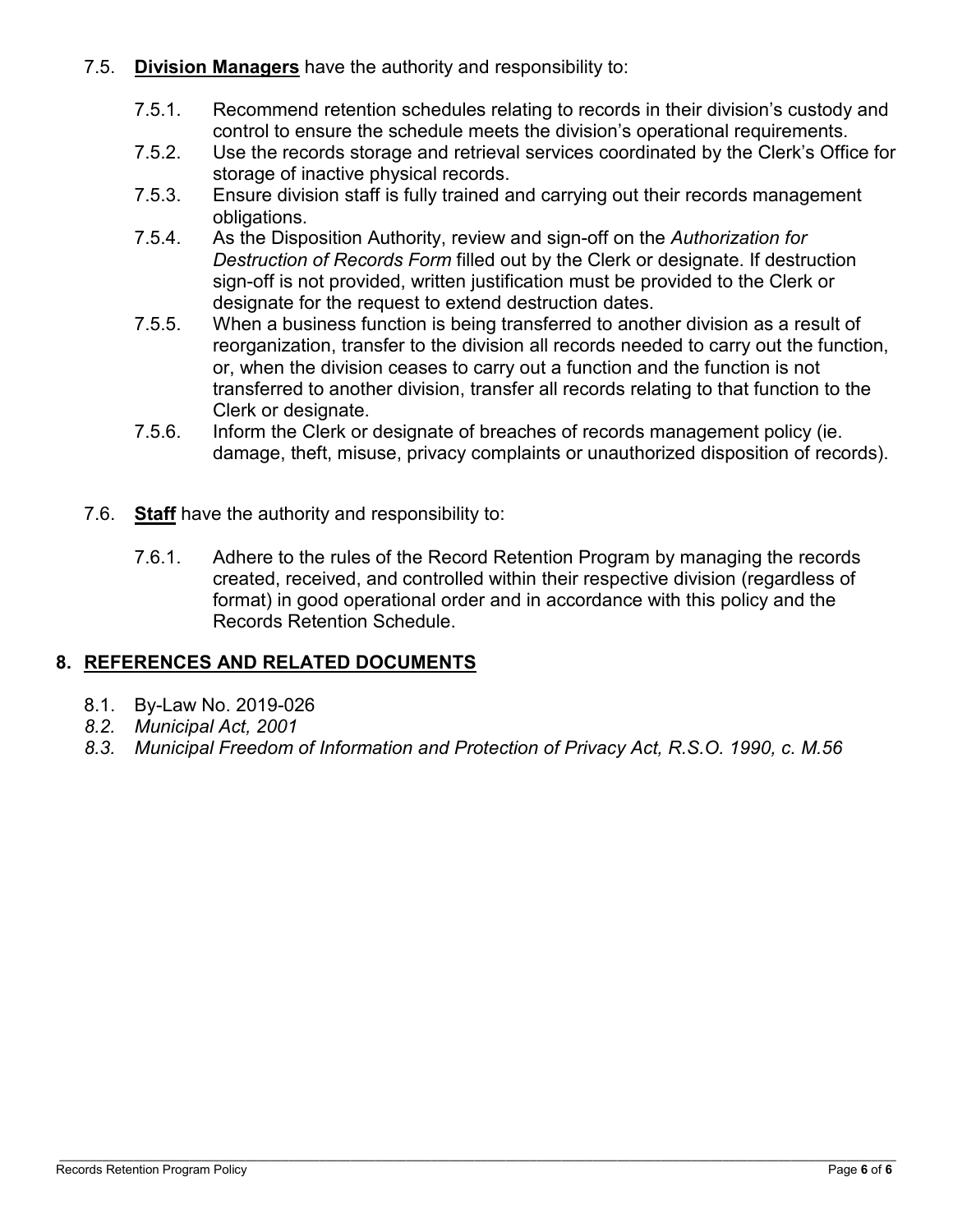7.5. **Division Managers** have the authority and responsibility to:

7.5.1. Recommend retention schedules relating to records in their division's custody and control to ensure the schedule meets the division's operational requirements.

7.5.2. Use the records storage and retrieval services coordinated by the Clerk's Office for storage of inactive physical records.

7.5.3. Ensure division staff is fully trained and carrying out their records management obligations.

7.5.4. As the Disposition Authority, review and sign-off on the *Authorization for Destruction of Records Form* filled out by the Clerk or designate. If destruction sign-off is not provided, written justification must be provided to the Clerk or designate for the request to extend destruction dates.

7.5.5. When a business function is being transferred to another division as a result of reorganization, transfer to the division all records needed to carry out the function, or, when the division ceases to carry out a function and the function is not transferred to another division, transfer all records relating to that function to the Clerk or designate.

7.5.6. Inform the Clerk or designate of breaches of records management policy (ie. damage, theft, misuse, privacy complaints or unauthorized disposition of records).

7.6. **Staff** have the authority and responsibility to:

7.6.1. Adhere to the rules of the Record Retention Program by managing the records created, received, and controlled within their respective division (regardless of format) in good operational order and in accordance with this policy and the Records Retention Schedule.

## 8. REFERENCES AND RELATED DOCUMENTS

8.1. By-Law No. 2019-026

*8.2. Municipal Act, 2001*

*8.3. Municipal Freedom of Information and Protection of Privacy Act, R.S.O. 1990, c. M.56*